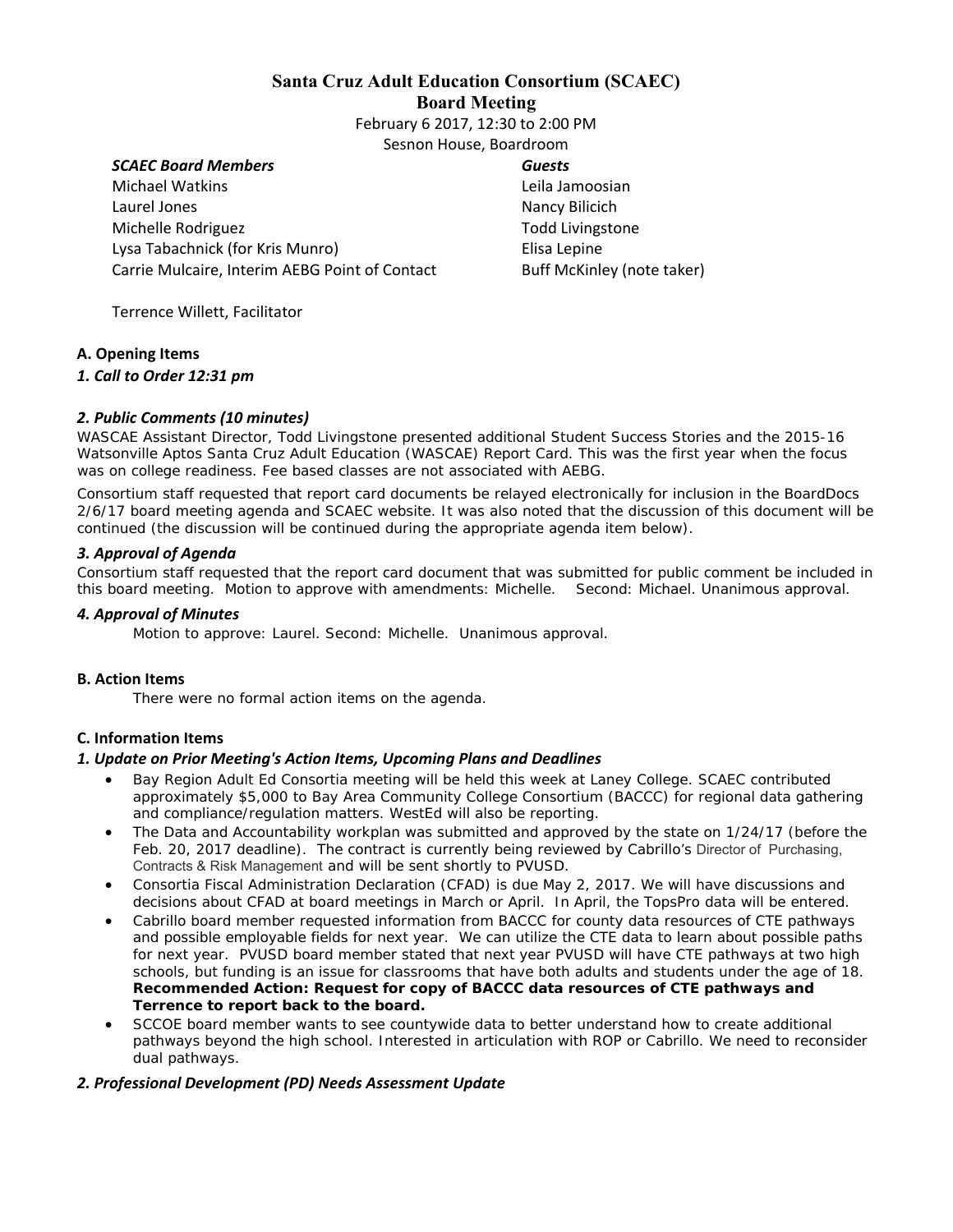# Santa Cruz Adult Education Consortium (SCAEC)
## Board Meeting

February 6 2017, 12:30 to 2:00 PM
Sesnon House, Boardroom

| ***SCAEC Board Members*** | ***Guests*** |
|---|---|
| Michael Watkins | Leila Jamoosian |
| Laurel Jones | Nancy Bilicich |
| Michelle Rodriguez | Todd Livingstone |
| Lysa Tabachnick (for Kris Munro) | Elisa Lepine |
| Carrie Mulcaire, Interim AEBG Point of Contact | Buff McKinley (note taker) |

Terrence Willett, Facilitator

### A. Opening Items

#### *1. Call to Order 12:31 pm*

#### *2. Public Comments (10 minutes)*

WASCAE Assistant Director, Todd Livingstone presented additional Student Success Stories and the 2015-16 Watsonville Aptos Santa Cruz Adult Education (WASCAE) Report Card. This was the first year when the focus was on college readiness. Fee based classes are not associated with AEBG.

Consortium staff requested that report card documents be relayed electronically for inclusion in the BoardDocs 2/6/17 board meeting agenda and SCAEC website. It was also noted that the discussion of this document will be continued (the discussion will be continued during the appropriate agenda item below).

#### *3. Approval of Agenda*

Consortium staff requested that the report card document that was submitted for public comment be included in this board meeting. Motion to approve with amendments: Michelle. Second: Michael. Unanimous approval.

#### *4. Approval of Minutes*

Motion to approve: Laurel. Second: Michelle. Unanimous approval.

### B. Action Items

There were no formal action items on the agenda.

### C. Information Items

#### *1. Update on Prior Meeting's Action Items, Upcoming Plans and Deadlines*

- Bay Region Adult Ed Consortia meeting will be held this week at Laney College. SCAEC contributed approximately $5,000 to Bay Area Community College Consortium (BACCC) for regional data gathering and compliance/regulation matters. WestEd will also be reporting.
- The Data and Accountability workplan was submitted and approved by the state on 1/24/17 (before the Feb. 20, 2017 deadline). The contract is currently being reviewed by Cabrillo's Director of Purchasing, Contracts & Risk Management and will be sent shortly to PVUSD.
- Consortia Fiscal Administration Declaration (CFAD) is due May 2, 2017. We will have discussions and decisions about CFAD at board meetings in March or April. In April, the TopsPro data will be entered.
- Cabrillo board member requested information from BACCC for county data resources of CTE pathways and possible employable fields for next year. We can utilize the CTE data to learn about possible paths for next year. PVUSD board member stated that next year PVUSD will have CTE pathways at two high schools, but funding is an issue for classrooms that have both adults and students under the age of 18. **Recommended Action: Request for copy of BACCC data resources of CTE pathways and Terrence to report back to the board.**
- SCCOE board member wants to see countywide data to better understand how to create additional pathways beyond the high school. Interested in articulation with ROP or Cabrillo. We need to reconsider dual pathways.

#### *2. Professional Development (PD) Needs Assessment Update*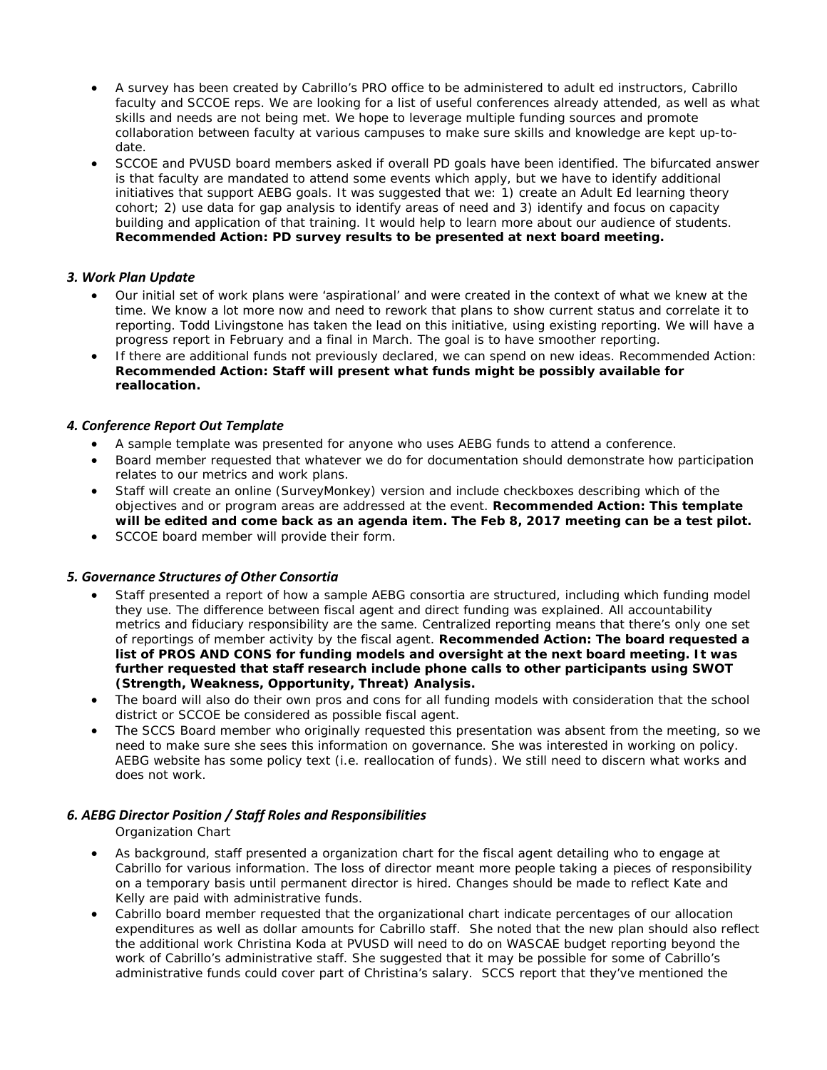- A survey has been created by Cabrillo's PRO office to be administered to adult ed instructors, Cabrillo faculty and SCCOE reps. We are looking for a list of useful conferences already attended, as well as what skills and needs are not being met. We hope to leverage multiple funding sources and promote collaboration between faculty at various campuses to make sure skills and knowledge are kept up-to-date.
- SCCOE and PVUSD board members asked if overall PD goals have been identified. The bifurcated answer is that faculty are mandated to attend some events which apply, but we have to identify additional initiatives that support AEBG goals. It was suggested that we: 1) create an Adult Ed learning theory cohort; 2) use data for gap analysis to identify areas of need and 3) identify and focus on capacity building and application of that training. It would help to learn more about our audience of students. **Recommended Action: PD survey results to be presented at next board meeting.**

### *3. Work Plan Update*

- Our initial set of work plans were 'aspirational' and were created in the context of what we knew at the time. We know a lot more now and need to rework that plans to show current status and correlate it to reporting. Todd Livingstone has taken the lead on this initiative, using existing reporting. We will have a progress report in February and a final in March. The goal is to have smoother reporting.
- If there are additional funds not previously declared, we can spend on new ideas. Recommended Action: **Recommended Action: Staff will present what funds might be possibly available for reallocation.**

### *4. Conference Report Out Template*

- A sample template was presented for anyone who uses AEBG funds to attend a conference.
- Board member requested that whatever we do for documentation should demonstrate how participation relates to our metrics and work plans.
- Staff will create an online (SurveyMonkey) version and include checkboxes describing which of the objectives and or program areas are addressed at the event. **Recommended Action: This template will be edited and come back as an agenda item. The Feb 8, 2017 meeting can be a test pilot.**
- SCCOE board member will provide their form.

### *5. Governance Structures of Other Consortia*

- Staff presented a report of how a sample AEBG consortia are structured, including which funding model they use. The difference between fiscal agent and direct funding was explained. All accountability metrics and fiduciary responsibility are the same. Centralized reporting means that there's only one set of reportings of member activity by the fiscal agent. **Recommended Action: The board requested a list of PROS AND CONS for funding models and oversight at the next board meeting. It was further requested that staff research include phone calls to other participants using SWOT (Strength, Weakness, Opportunity, Threat) Analysis.**
- The board will also do their own pros and cons for all funding models with consideration that the school district or SCCOE be considered as possible fiscal agent.
- The SCCS Board member who originally requested this presentation was absent from the meeting, so we need to make sure she sees this information on governance. She was interested in working on policy. AEBG website has some policy text (i.e. reallocation of funds). We still need to discern what works and does not work.

### *6. AEBG Director Position / Staff Roles and Responsibilities*

Organization Chart

- As background, staff presented a organization chart for the fiscal agent detailing who to engage at Cabrillo for various information. The loss of director meant more people taking a pieces of responsibility on a temporary basis until permanent director is hired. Changes should be made to reflect Kate and Kelly are paid with administrative funds.
- Cabrillo board member requested that the organizational chart indicate percentages of our allocation expenditures as well as dollar amounts for Cabrillo staff. She noted that the new plan should also reflect the additional work Christina Koda at PVUSD will need to do on WASCAE budget reporting beyond the work of Cabrillo's administrative staff. She suggested that it may be possible for some of Cabrillo's administrative funds could cover part of Christina's salary. SCCS report that they've mentioned the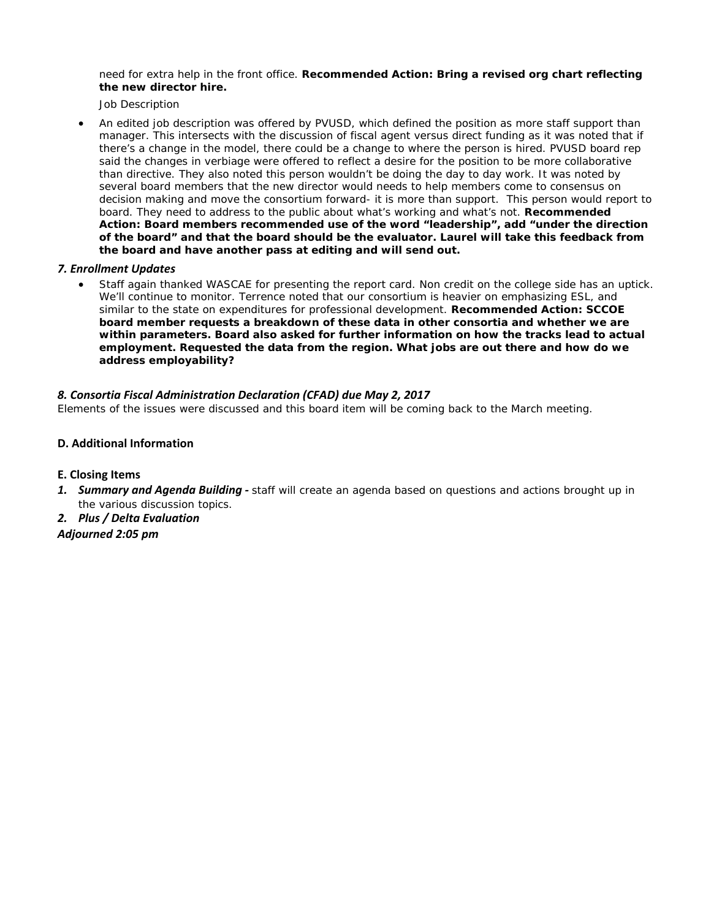need for extra help in the front office. **Recommended Action: Bring a revised org chart reflecting the new director hire.**

Job Description

- An edited job description was offered by PVUSD, which defined the position as more staff support than manager. This intersects with the discussion of fiscal agent versus direct funding as it was noted that if there's a change in the model, there could be a change to where the person is hired. PVUSD board rep said the changes in verbiage were offered to reflect a desire for the position to be more collaborative than directive. They also noted this person wouldn't be doing the day to day work. It was noted by several board members that the new director would needs to help members come to consensus on decision making and move the consortium forward- it is more than support. This person would report to board. They need to address to the public about what's working and what's not. **Recommended Action: Board members recommended use of the word "leadership", add "under the direction of the board" and that the board should be the evaluator. Laurel will take this feedback from the board and have another pass at editing and will send out.**

### *7. Enrollment Updates*

- Staff again thanked WASCAE for presenting the report card. Non credit on the college side has an uptick. We'll continue to monitor. Terrence noted that our consortium is heavier on emphasizing ESL, and similar to the state on expenditures for professional development. **Recommended Action: SCCOE board member requests a breakdown of these data in other consortia and whether we are within parameters. Board also asked for further information on how the tracks lead to actual employment. Requested the data from the region. What jobs are out there and how do we address employability?**

### *8. Consortia Fiscal Administration Declaration (CFAD) due May 2, 2017*

Elements of the issues were discussed and this board item will be coming back to the March meeting.

## D. Additional Information

## E. Closing Items

1. ***Summary and Agenda Building -*** staff will create an agenda based on questions and actions brought up in the various discussion topics.
2. ***Plus / Delta Evaluation***

***Adjourned 2:05 pm***